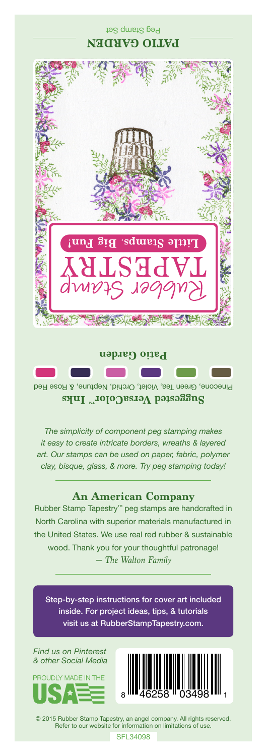# PATIO GARDEN

Peg Stamp Set

Rubber Stamp TAPESTRY

**Little Stamps. Big Fun!**

**Patio Garden**

**Suggested VersaColor™ Inks**

Pinecone, Green Tea, Violet, Orchid, Neptune, & Rose Red

*The simplicity of component peg stamping makes it easy to create intricate borders, wreaths & layered art. Our stamps can be used on paper, fabric, polymer clay, bisque, glass, & more. Try peg stamping today!*

## An American Company

Rubber Stamp Tapestry™ peg stamps are handcrafted in North Carolina with superior materials manufactured in the United States. We use real red rubber & sustainable wood. Thank you for your thoughtful patronage!
*— The Walton Family*

Step-by-step instructions for cover art included inside. For project ideas, tips, & tutorials visit us at RubberStampTapestry.com.

*Find us on Pinterest & other Social Media*

PROUDLY MADE IN THE USA

8 46258 03498 1

© 2015 Rubber Stamp Tapestry, an angel company. All rights reserved. Refer to our website for information on limitations of use.

SFL34098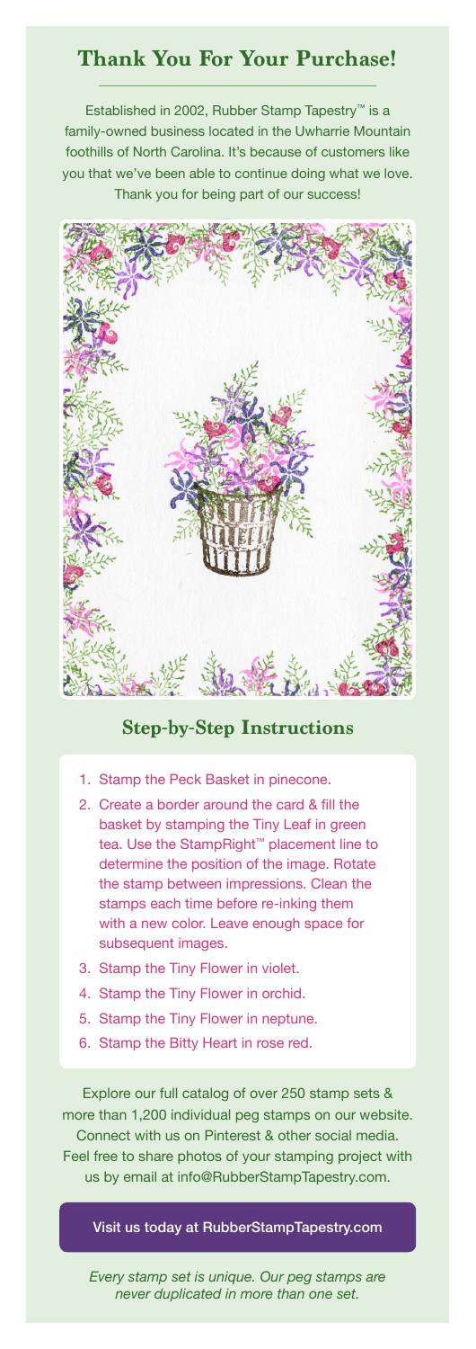## Thank You For Your Purchase!

Established in 2002, Rubber Stamp Tapestry™ is a family-owned business located in the Uwharrie Mountain foothills of North Carolina. It's because of customers like you that we've been able to continue doing what we love. Thank you for being part of our success!

## Step-by-Step Instructions

1. Stamp the Peck Basket in pinecone.
2. Create a border around the card & fill the basket by stamping the Tiny Leaf in green tea. Use the StampRight™ placement line to determine the position of the image. Rotate the stamp between impressions. Clean the stamps each time before re-inking them with a new color. Leave enough space for subsequent images.
3. Stamp the Tiny Flower in violet.
4. Stamp the Tiny Flower in orchid.
5. Stamp the Tiny Flower in neptune.
6. Stamp the Bitty Heart in rose red.

Explore our full catalog of over 250 stamp sets & more than 1,200 individual peg stamps on our website. Connect with us on Pinterest & other social media. Feel free to share photos of your stamping project with us by email at info@RubberStampTapestry.com.

**Visit us today at RubberStampTapestry.com**

*Every stamp set is unique. Our peg stamps are never duplicated in more than one set.*